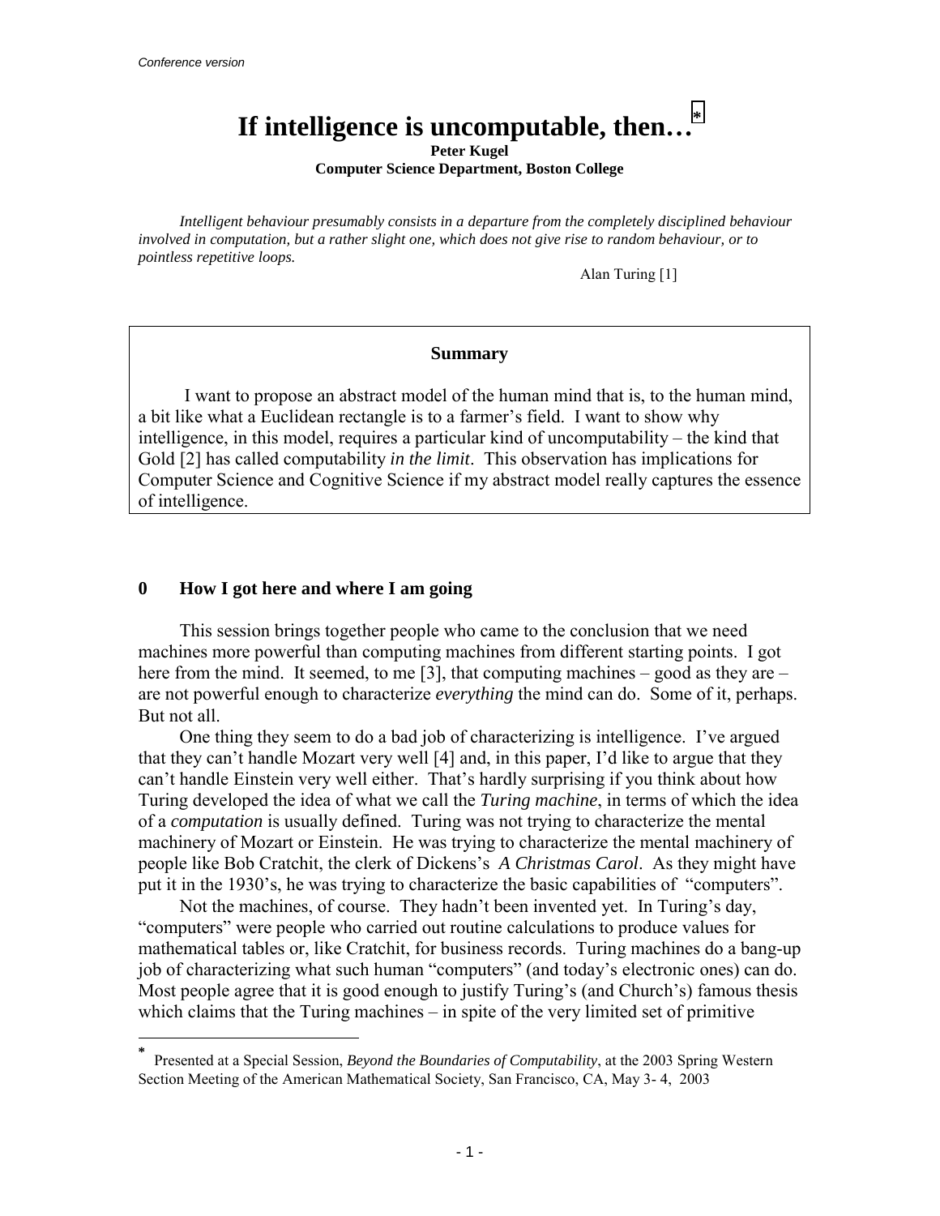*Conference version*

# If intelligence is uncomputable, then…*

**Peter Kugel**
**Computer Science Department, Boston College**

*Intelligent behaviour presumably consists in a departure from the completely disciplined behaviour involved in computation, but a rather slight one, which does not give rise to random behaviour, or to pointless repetitive loops.*

Alan Turing [1]

> **Summary**
>
> I want to propose an abstract model of the human mind that is, to the human mind, a bit like what a Euclidean rectangle is to a farmer's field. I want to show why intelligence, in this model, requires a particular kind of uncomputability – the kind that Gold [2] has called computability *in the limit*. This observation has implications for Computer Science and Cognitive Science if my abstract model really captures the essence of intelligence.

## 0 How I got here and where I am going

This session brings together people who came to the conclusion that we need machines more powerful than computing machines from different starting points. I got here from the mind. It seemed, to me [3], that computing machines – good as they are – are not powerful enough to characterize *everything* the mind can do. Some of it, perhaps. But not all.

One thing they seem to do a bad job of characterizing is intelligence. I've argued that they can't handle Mozart very well [4] and, in this paper, I'd like to argue that they can't handle Einstein very well either. That's hardly surprising if you think about how Turing developed the idea of what we call the *Turing machine*, in terms of which the idea of a *computation* is usually defined. Turing was not trying to characterize the mental machinery of Mozart or Einstein. He was trying to characterize the mental machinery of people like Bob Cratchit, the clerk of Dickens's *A Christmas Carol*. As they might have put it in the 1930's, he was trying to characterize the basic capabilities of "computers".

Not the machines, of course. They hadn't been invented yet. In Turing's day, "computers" were people who carried out routine calculations to produce values for mathematical tables or, like Cratchit, for business records. Turing machines do a bang-up job of characterizing what such human "computers" (and today's electronic ones) can do. Most people agree that it is good enough to justify Turing's (and Church's) famous thesis which claims that the Turing machines – in spite of the very limited set of primitive

---

* Presented at a Special Session, *Beyond the Boundaries of Computability*, at the 2003 Spring Western Section Meeting of the American Mathematical Society, San Francisco, CA, May 3- 4, 2003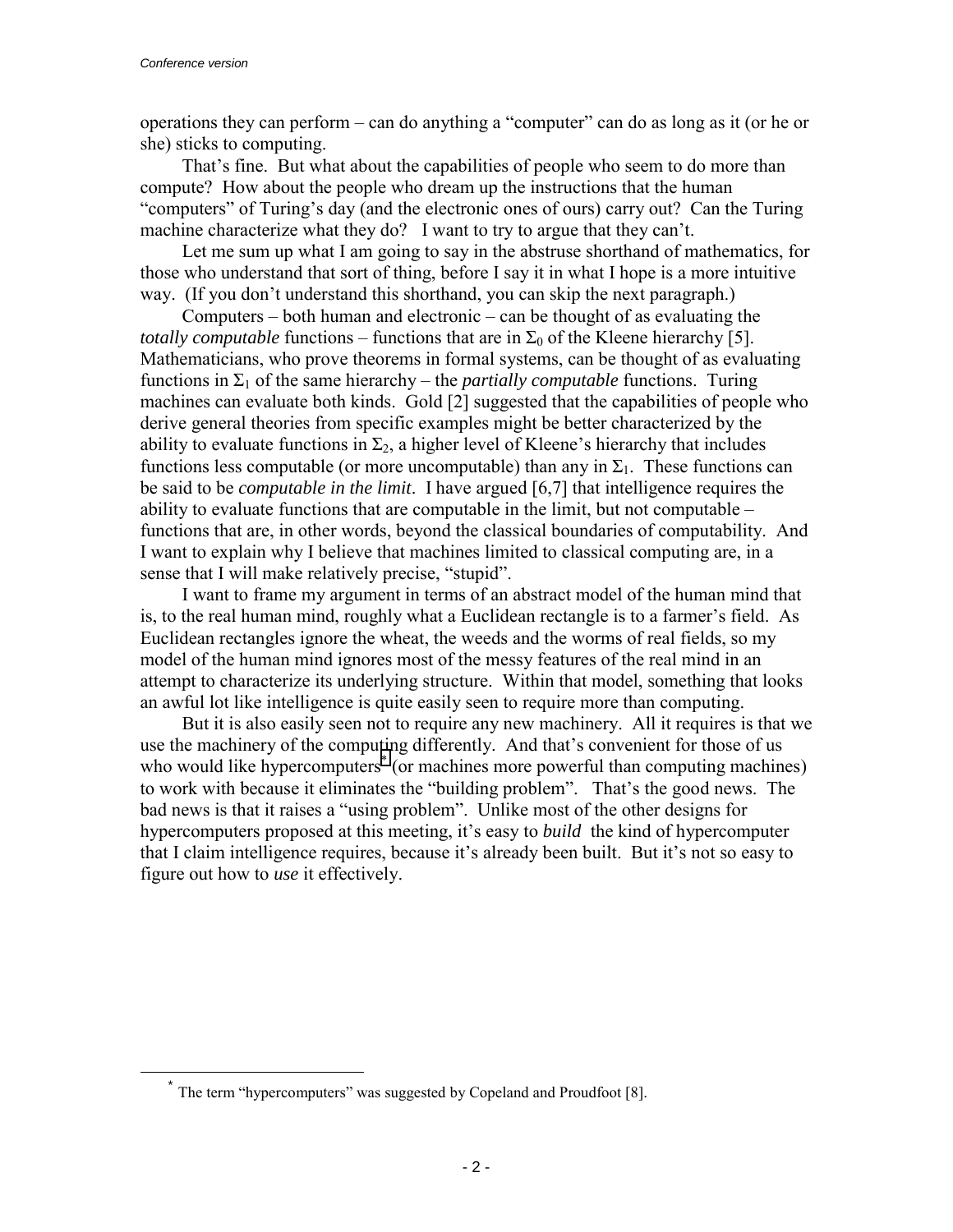operations they can perform – can do anything a "computer" can do as long as it (or he or she) sticks to computing.

That's fine. But what about the capabilities of people who seem to do more than compute? How about the people who dream up the instructions that the human "computers" of Turing's day (and the electronic ones of ours) carry out? Can the Turing machine characterize what they do? I want to try to argue that they can't.

Let me sum up what I am going to say in the abstruse shorthand of mathematics, for those who understand that sort of thing, before I say it in what I hope is a more intuitive way. (If you don't understand this shorthand, you can skip the next paragraph.)

Computers – both human and electronic – can be thought of as evaluating the *totally computable* functions – functions that are in $\Sigma_0$ of the Kleene hierarchy [5]. Mathematicians, who prove theorems in formal systems, can be thought of as evaluating functions in $\Sigma_1$ of the same hierarchy – the *partially computable* functions. Turing machines can evaluate both kinds. Gold [2] suggested that the capabilities of people who derive general theories from specific examples might be better characterized by the ability to evaluate functions in $\Sigma_2$, a higher level of Kleene's hierarchy that includes functions less computable (or more uncomputable) than any in $\Sigma_1$. These functions can be said to be *computable in the limit*. I have argued [6,7] that intelligence requires the ability to evaluate functions that are computable in the limit, but not computable – functions that are, in other words, beyond the classical boundaries of computability. And I want to explain why I believe that machines limited to classical computing are, in a sense that I will make relatively precise, "stupid".

I want to frame my argument in terms of an abstract model of the human mind that is, to the real human mind, roughly what a Euclidean rectangle is to a farmer's field. As Euclidean rectangles ignore the wheat, the weeds and the worms of real fields, so my model of the human mind ignores most of the messy features of the real mind in an attempt to characterize its underlying structure. Within that model, something that looks an awful lot like intelligence is quite easily seen to require more than computing.

But it is also easily seen not to require any new machinery. All it requires is that we use the machinery of the computing differently. And that's convenient for those of us who would like hypercomputers* (or machines more powerful than computing machines) to work with because it eliminates the "building problem". That's the good news. The bad news is that it raises a "using problem". Unlike most of the other designs for hypercomputers proposed at this meeting, it's easy to *build* the kind of hypercomputer that I claim intelligence requires, because it's already been built. But it's not so easy to figure out how to *use* it effectively.

* The term "hypercomputers" was suggested by Copeland and Proudfoot [8].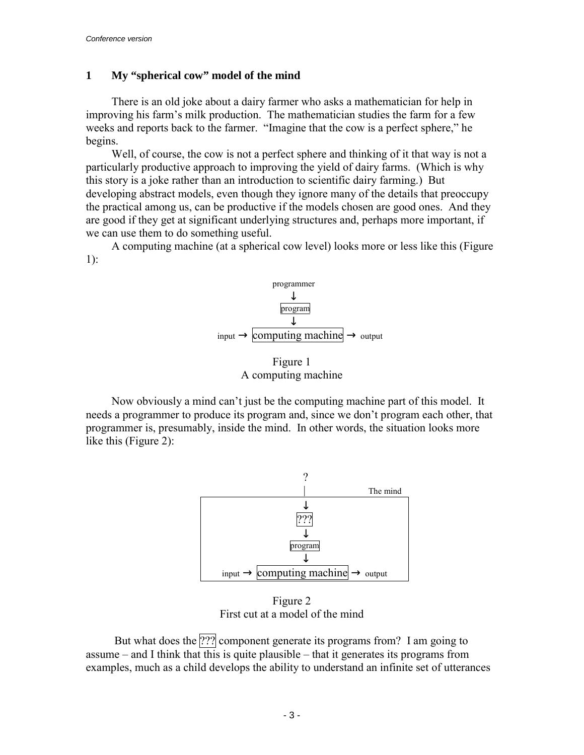## 1 My "spherical cow" model of the mind

There is an old joke about a dairy farmer who asks a mathematician for help in improving his farm's milk production. The mathematician studies the farm for a few weeks and reports back to the farmer. "Imagine that the cow is a perfect sphere," he begins.

Well, of course, the cow is not a perfect sphere and thinking of it that way is not a particularly productive approach to improving the yield of dairy farms. (Which is why this story is a joke rather than an introduction to scientific dairy farming.) But developing abstract models, even though they ignore many of the details that preoccupy the practical among us, can be productive if the models chosen are good ones. And they are good if they get at significant underlying structures and, perhaps more important, if we can use them to do something useful.

A computing machine (at a spherical cow level) looks more or less like this (Figure 1):

```
              programmer
                  ↓
               program
                  ↓
input → computing machine → output
```

Figure 1
A computing machine

Now obviously a mind can't just be the computing machine part of this model. It needs a programmer to produce its program and, since we don't program each other, that programmer is, presumably, inside the mind. In other words, the situation looks more like this (Figure 2):

```
                    ?
                    |              The mind
 ┌──────────────────↓──────────────────────┐
 │                 ???                     │
 │                  ↓                      │
 │               program                   │
 │                  ↓                      │
 │ input → computing machine → output      │
 └─────────────────────────────────────────┘
```

Figure 2
First cut at a model of the mind

But what does the ??? component generate its programs from? I am going to assume – and I think that this is quite plausible – that it generates its programs from examples, much as a child develops the ability to understand an infinite set of utterances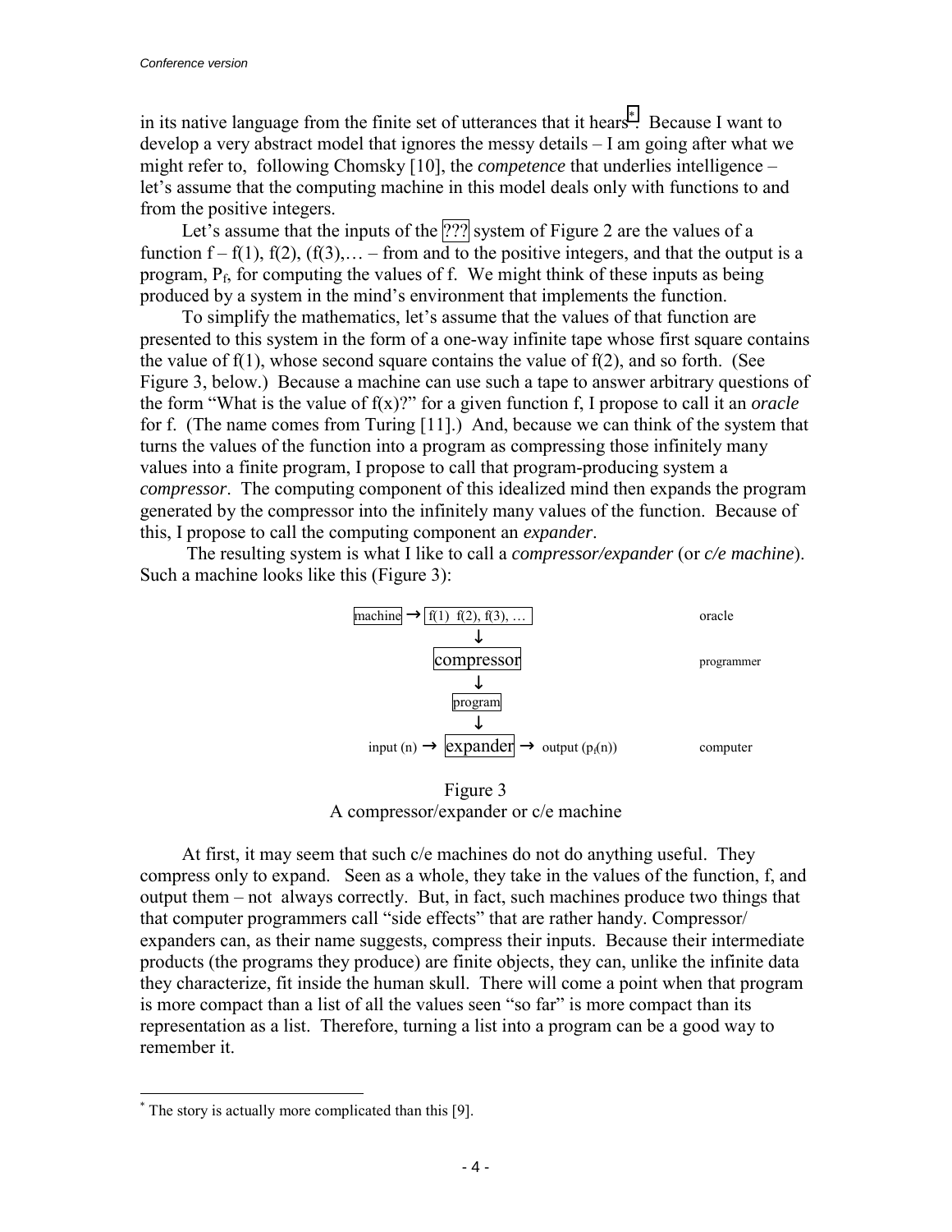in its native language from the finite set of utterances that it hears[*]. Because I want to develop a very abstract model that ignores the messy details – I am going after what we might refer to, following Chomsky [10], the *competence* that underlies intelligence – let's assume that the computing machine in this model deals only with functions to and from the positive integers.

Let's assume that the inputs of the ??? system of Figure 2 are the values of a function f – f(1), f(2), (f(3),… – from and to the positive integers, and that the output is a program, $P_f$, for computing the values of f. We might think of these inputs as being produced by a system in the mind's environment that implements the function.

To simplify the mathematics, let's assume that the values of that function are presented to this system in the form of a one-way infinite tape whose first square contains the value of f(1), whose second square contains the value of f(2), and so forth. (See Figure 3, below.) Because a machine can use such a tape to answer arbitrary questions of the form "What is the value of f(x)?" for a given function f, I propose to call it an *oracle* for f. (The name comes from Turing [11].) And, because we can think of the system that turns the values of the function into a program as compressing those infinitely many values into a finite program, I propose to call that program-producing system a *compressor*. The computing component of this idealized mind then expands the program generated by the compressor into the infinitely many values of the function. Because of this, I propose to call the computing component an *expander*.

The resulting system is what I like to call a *compressor/expander* (or *c/e machine*). Such a machine looks like this (Figure 3):

```
machine → [f(1) f(2), f(3), …]                         oracle
                  ↓
            [compressor]                               programmer
                  ↓
              [program]
                  ↓
input (n) → [expander] → output (p_f(n))               computer
```

Figure 3
A compressor/expander or c/e machine

At first, it may seem that such c/e machines do not do anything useful. They compress only to expand. Seen as a whole, they take in the values of the function, f, and output them – not always correctly. But, in fact, such machines produce two things that that computer programmers call "side effects" that are rather handy. Compressor/ expanders can, as their name suggests, compress their inputs. Because their intermediate products (the programs they produce) are finite objects, they can, unlike the infinite data they characterize, fit inside the human skull. There will come a point when that program is more compact than a list of all the values seen "so far" is more compact than its representation as a list. Therefore, turning a list into a program can be a good way to remember it.

---

[*] The story is actually more complicated than this [9].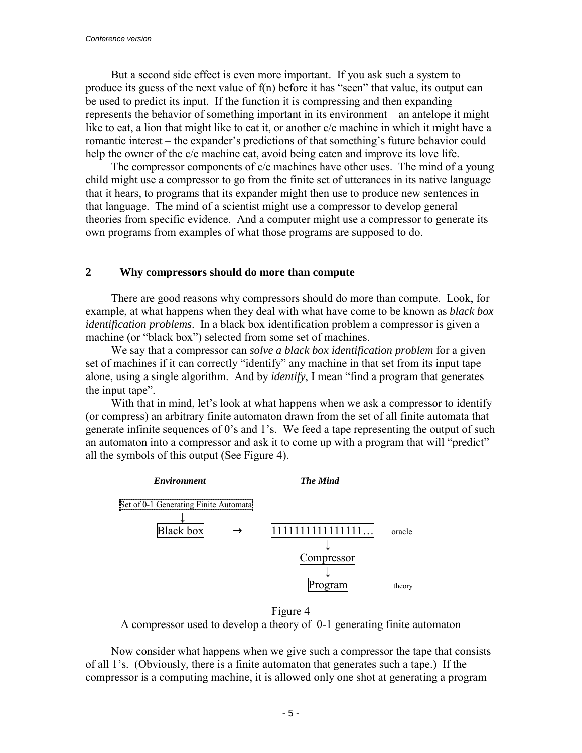But a second side effect is even more important. If you ask such a system to produce its guess of the next value of f(n) before it has "seen" that value, its output can be used to predict its input. If the function it is compressing and then expanding represents the behavior of something important in its environment – an antelope it might like to eat, a lion that might like to eat it, or another c/e machine in which it might have a romantic interest – the expander's predictions of that something's future behavior could help the owner of the c/e machine eat, avoid being eaten and improve its love life.

The compressor components of c/e machines have other uses. The mind of a young child might use a compressor to go from the finite set of utterances in its native language that it hears, to programs that its expander might then use to produce new sentences in that language. The mind of a scientist might use a compressor to develop general theories from specific evidence. And a computer might use a compressor to generate its own programs from examples of what those programs are supposed to do.

## 2 Why compressors should do more than compute

There are good reasons why compressors should do more than compute. Look, for example, at what happens when they deal with what have come to be known as *black box identification problems*. In a black box identification problem a compressor is given a machine (or "black box") selected from some set of machines.

We say that a compressor can *solve a black box identification problem* for a given set of machines if it can correctly "identify" any machine in that set from its input tape alone, using a single algorithm. And by *identify*, I mean "find a program that generates the input tape".

With that in mind, let's look at what happens when we ask a compressor to identify (or compress) an arbitrary finite automaton drawn from the set of all finite automata that generate infinite sequences of 0's and 1's. We feed a tape representing the output of such an automaton into a compressor and ask it to come up with a program that will "predict" all the symbols of this output (See Figure 4).

```
        Environment                                The Mind

Set of 0-1 Generating Finite Automata
              ↓
          Black box          →          1111111111111111…      oracle
                                                ↓
                                           Compressor
                                                ↓
                                             Program               theory
```

Figure 4
A compressor used to develop a theory of 0-1 generating finite automaton

Now consider what happens when we give such a compressor the tape that consists of all 1's. (Obviously, there is a finite automaton that generates such a tape.) If the compressor is a computing machine, it is allowed only one shot at generating a program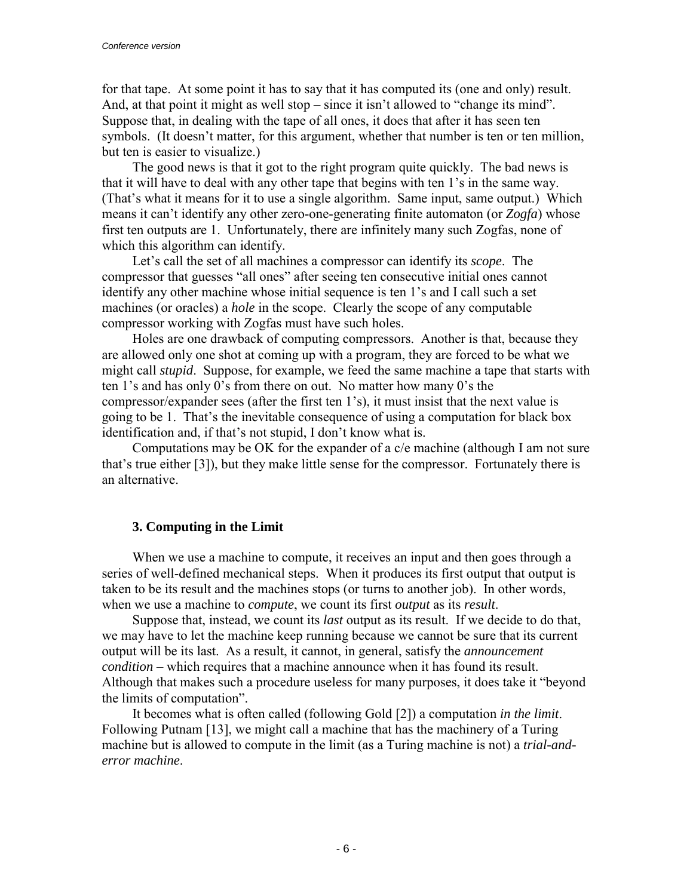for that tape. At some point it has to say that it has computed its (one and only) result. And, at that point it might as well stop – since it isn't allowed to "change its mind". Suppose that, in dealing with the tape of all ones, it does that after it has seen ten symbols. (It doesn't matter, for this argument, whether that number is ten or ten million, but ten is easier to visualize.)

The good news is that it got to the right program quite quickly. The bad news is that it will have to deal with any other tape that begins with ten 1's in the same way. (That's what it means for it to use a single algorithm. Same input, same output.) Which means it can't identify any other zero-one-generating finite automaton (or *Zogfa*) whose first ten outputs are 1. Unfortunately, there are infinitely many such Zogfas, none of which this algorithm can identify.

Let's call the set of all machines a compressor can identify its *scope*. The compressor that guesses "all ones" after seeing ten consecutive initial ones cannot identify any other machine whose initial sequence is ten 1's and I call such a set machines (or oracles) a *hole* in the scope. Clearly the scope of any computable compressor working with Zogfas must have such holes.

Holes are one drawback of computing compressors. Another is that, because they are allowed only one shot at coming up with a program, they are forced to be what we might call *stupid*. Suppose, for example, we feed the same machine a tape that starts with ten 1's and has only 0's from there on out. No matter how many 0's the compressor/expander sees (after the first ten 1's), it must insist that the next value is going to be 1. That's the inevitable consequence of using a computation for black box identification and, if that's not stupid, I don't know what is.

Computations may be OK for the expander of a c/e machine (although I am not sure that's true either [3]), but they make little sense for the compressor. Fortunately there is an alternative.

## 3. Computing in the Limit

When we use a machine to compute, it receives an input and then goes through a series of well-defined mechanical steps. When it produces its first output that output is taken to be its result and the machines stops (or turns to another job). In other words, when we use a machine to *compute*, we count its first *output* as its *result*.

Suppose that, instead, we count its *last* output as its result. If we decide to do that, we may have to let the machine keep running because we cannot be sure that its current output will be its last. As a result, it cannot, in general, satisfy the *announcement condition* – which requires that a machine announce when it has found its result. Although that makes such a procedure useless for many purposes, it does take it "beyond the limits of computation".

It becomes what is often called (following Gold [2]) a computation *in the limit*. Following Putnam [13], we might call a machine that has the machinery of a Turing machine but is allowed to compute in the limit (as a Turing machine is not) a *trial-and-error machine*.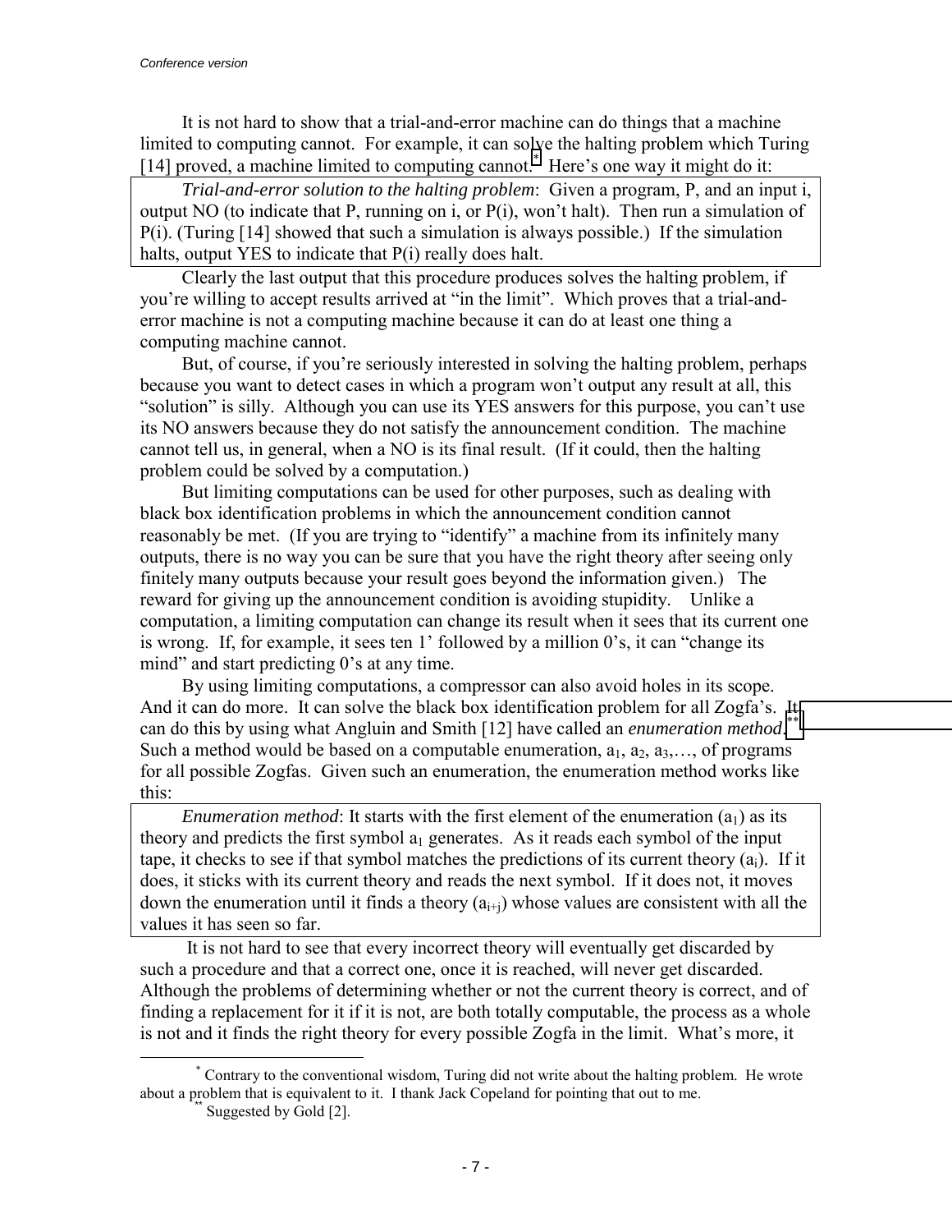It is not hard to show that a trial-and-error machine can do things that a machine limited to computing cannot. For example, it can solve the halting problem which Turing [14] proved, a machine limited to computing cannot.* Here's one way it might do it:

*Trial-and-error solution to the halting problem*: Given a program, P, and an input i, output NO (to indicate that P, running on i, or P(i), won't halt). Then run a simulation of P(i). (Turing [14] showed that such a simulation is always possible.) If the simulation halts, output YES to indicate that P(i) really does halt.

Clearly the last output that this procedure produces solves the halting problem, if you're willing to accept results arrived at "in the limit". Which proves that a trial-and-error machine is not a computing machine because it can do at least one thing a computing machine cannot.

But, of course, if you're seriously interested in solving the halting problem, perhaps because you want to detect cases in which a program won't output any result at all, this "solution" is silly. Although you can use its YES answers for this purpose, you can't use its NO answers because they do not satisfy the announcement condition. The machine cannot tell us, in general, when a NO is its final result. (If it could, then the halting problem could be solved by a computation.)

But limiting computations can be used for other purposes, such as dealing with black box identification problems in which the announcement condition cannot reasonably be met. (If you are trying to "identify" a machine from its infinitely many outputs, there is no way you can be sure that you have the right theory after seeing only finitely many outputs because your result goes beyond the information given.) The reward for giving up the announcement condition is avoiding stupidity. Unlike a computation, a limiting computation can change its result when it sees that its current one is wrong. If, for example, it sees ten 1' followed by a million 0's, it can "change its mind" and start predicting 0's at any time.

By using limiting computations, a compressor can also avoid holes in its scope. And it can do more. It can solve the black box identification problem for all Zogfa's. It can do this by using what Angluin and Smith [12] have called an *enumeration method*.** Such a method would be based on a computable enumeration, $a_1$, $a_2$, $a_3$,…, of programs for all possible Zogfas. Given such an enumeration, the enumeration method works like this:

*Enumeration method*: It starts with the first element of the enumeration ($a_1$) as its theory and predicts the first symbol $a_1$ generates. As it reads each symbol of the input tape, it checks to see if that symbol matches the predictions of its current theory ($a_i$). If it does, it sticks with its current theory and reads the next symbol. If it does not, it moves down the enumeration until it finds a theory ($a_{i+j}$) whose values are consistent with all the values it has seen so far.

It is not hard to see that every incorrect theory will eventually get discarded by such a procedure and that a correct one, once it is reached, will never get discarded. Although the problems of determining whether or not the current theory is correct, and of finding a replacement for it if it is not, are both totally computable, the process as a whole is not and it finds the right theory for every possible Zogfa in the limit. What's more, it

---

* Contrary to the conventional wisdom, Turing did not write about the halting problem. He wrote about a problem that is equivalent to it. I thank Jack Copeland for pointing that out to me.

** Suggested by Gold [2].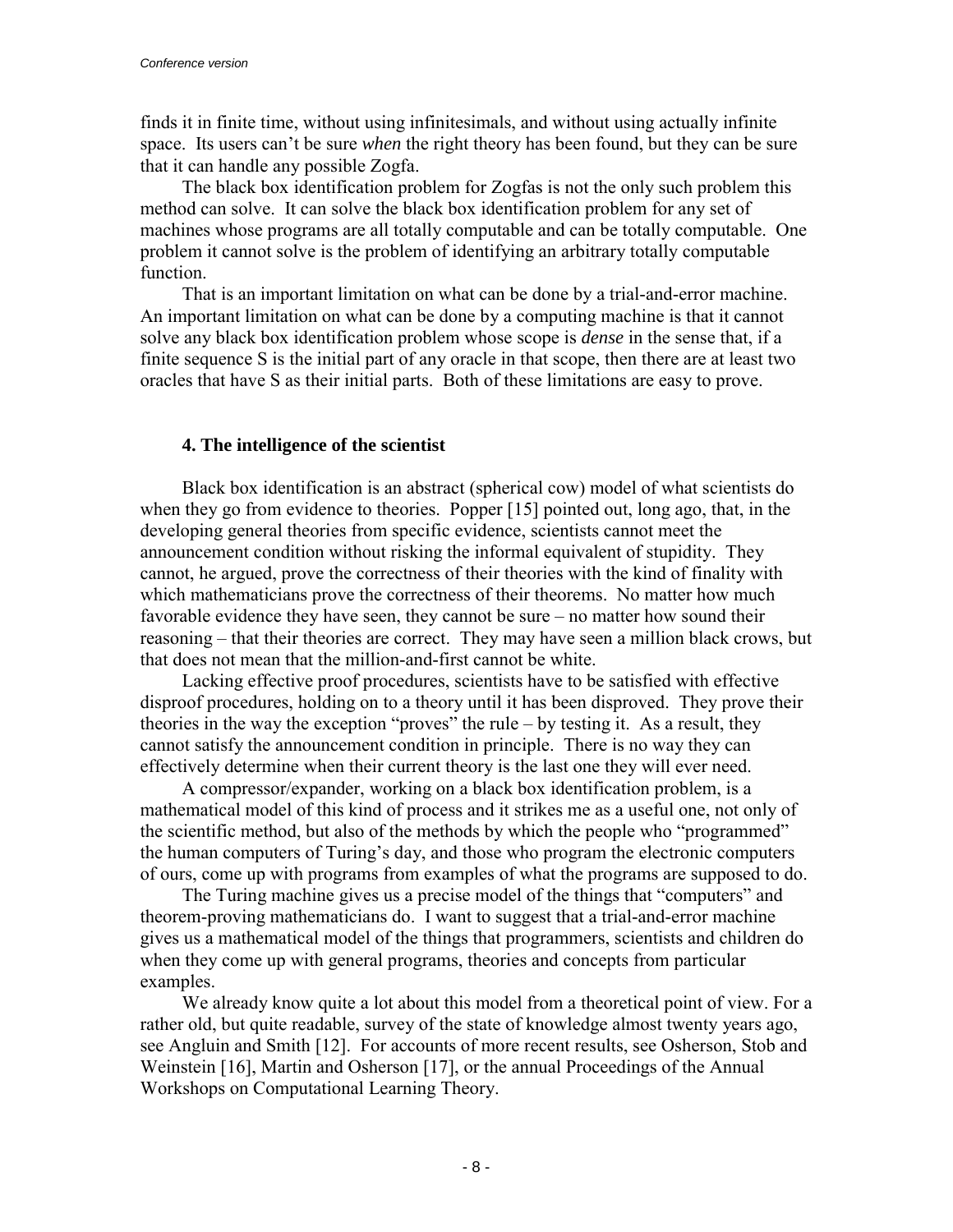finds it in finite time, without using infinitesimals, and without using actually infinite space. Its users can't be sure *when* the right theory has been found, but they can be sure that it can handle any possible Zogfa.

The black box identification problem for Zogfas is not the only such problem this method can solve. It can solve the black box identification problem for any set of machines whose programs are all totally computable and can be totally computable. One problem it cannot solve is the problem of identifying an arbitrary totally computable function.

That is an important limitation on what can be done by a trial-and-error machine. An important limitation on what can be done by a computing machine is that it cannot solve any black box identification problem whose scope is *dense* in the sense that, if a finite sequence S is the initial part of any oracle in that scope, then there are at least two oracles that have S as their initial parts. Both of these limitations are easy to prove.

### 4. The intelligence of the scientist

Black box identification is an abstract (spherical cow) model of what scientists do when they go from evidence to theories. Popper [15] pointed out, long ago, that, in the developing general theories from specific evidence, scientists cannot meet the announcement condition without risking the informal equivalent of stupidity. They cannot, he argued, prove the correctness of their theories with the kind of finality with which mathematicians prove the correctness of their theorems. No matter how much favorable evidence they have seen, they cannot be sure – no matter how sound their reasoning – that their theories are correct. They may have seen a million black crows, but that does not mean that the million-and-first cannot be white.

Lacking effective proof procedures, scientists have to be satisfied with effective disproof procedures, holding on to a theory until it has been disproved. They prove their theories in the way the exception "proves" the rule – by testing it. As a result, they cannot satisfy the announcement condition in principle. There is no way they can effectively determine when their current theory is the last one they will ever need.

A compressor/expander, working on a black box identification problem, is a mathematical model of this kind of process and it strikes me as a useful one, not only of the scientific method, but also of the methods by which the people who "programmed" the human computers of Turing's day, and those who program the electronic computers of ours, come up with programs from examples of what the programs are supposed to do.

The Turing machine gives us a precise model of the things that "computers" and theorem-proving mathematicians do. I want to suggest that a trial-and-error machine gives us a mathematical model of the things that programmers, scientists and children do when they come up with general programs, theories and concepts from particular examples.

We already know quite a lot about this model from a theoretical point of view. For a rather old, but quite readable, survey of the state of knowledge almost twenty years ago, see Angluin and Smith [12]. For accounts of more recent results, see Osherson, Stob and Weinstein [16], Martin and Osherson [17], or the annual Proceedings of the Annual Workshops on Computational Learning Theory.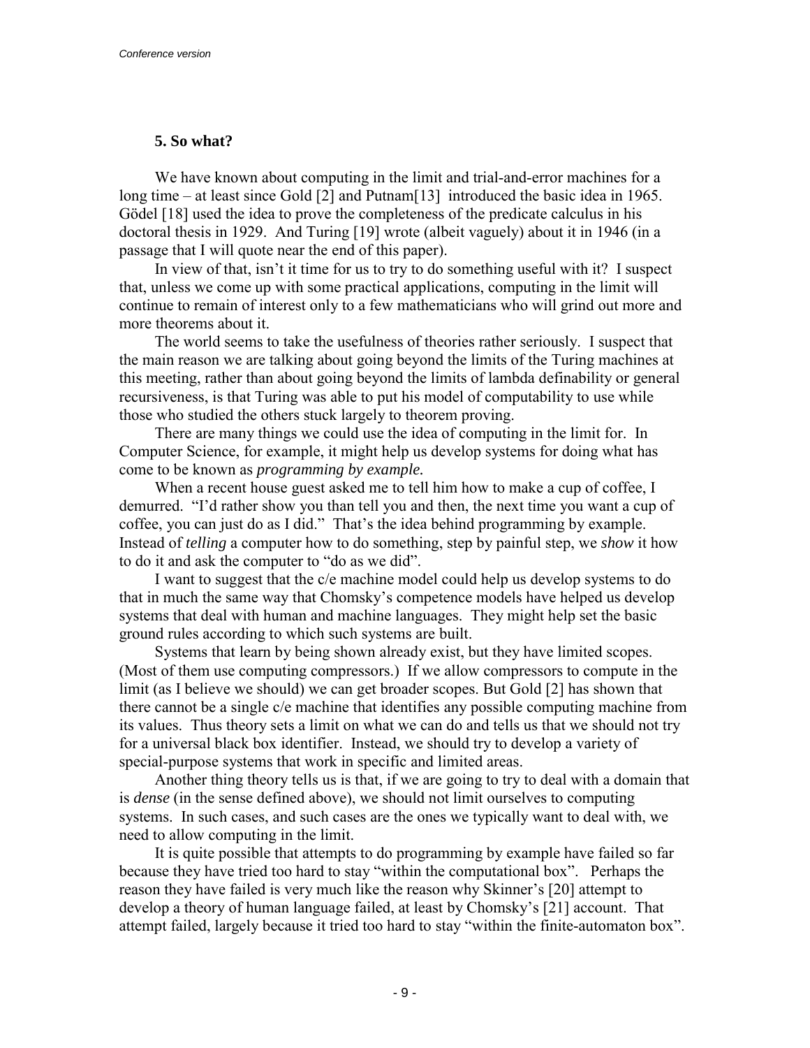## 5. So what?

We have known about computing in the limit and trial-and-error machines for a long time – at least since Gold [2] and Putnam[13] introduced the basic idea in 1965. Gödel [18] used the idea to prove the completeness of the predicate calculus in his doctoral thesis in 1929. And Turing [19] wrote (albeit vaguely) about it in 1946 (in a passage that I will quote near the end of this paper).

In view of that, isn't it time for us to try to do something useful with it? I suspect that, unless we come up with some practical applications, computing in the limit will continue to remain of interest only to a few mathematicians who will grind out more and more theorems about it.

The world seems to take the usefulness of theories rather seriously. I suspect that the main reason we are talking about going beyond the limits of the Turing machines at this meeting, rather than about going beyond the limits of lambda definability or general recursiveness, is that Turing was able to put his model of computability to use while those who studied the others stuck largely to theorem proving.

There are many things we could use the idea of computing in the limit for. In Computer Science, for example, it might help us develop systems for doing what has come to be known as *programming by example.*

When a recent house guest asked me to tell him how to make a cup of coffee, I demurred. "I'd rather show you than tell you and then, the next time you want a cup of coffee, you can just do as I did." That's the idea behind programming by example. Instead of *telling* a computer how to do something, step by painful step, we *show* it how to do it and ask the computer to "do as we did".

I want to suggest that the c/e machine model could help us develop systems to do that in much the same way that Chomsky's competence models have helped us develop systems that deal with human and machine languages. They might help set the basic ground rules according to which such systems are built.

Systems that learn by being shown already exist, but they have limited scopes. (Most of them use computing compressors.) If we allow compressors to compute in the limit (as I believe we should) we can get broader scopes. But Gold [2] has shown that there cannot be a single c/e machine that identifies any possible computing machine from its values. Thus theory sets a limit on what we can do and tells us that we should not try for a universal black box identifier. Instead, we should try to develop a variety of special-purpose systems that work in specific and limited areas.

Another thing theory tells us is that, if we are going to try to deal with a domain that is *dense* (in the sense defined above), we should not limit ourselves to computing systems. In such cases, and such cases are the ones we typically want to deal with, we need to allow computing in the limit.

It is quite possible that attempts to do programming by example have failed so far because they have tried too hard to stay "within the computational box". Perhaps the reason they have failed is very much like the reason why Skinner's [20] attempt to develop a theory of human language failed, at least by Chomsky's [21] account. That attempt failed, largely because it tried too hard to stay "within the finite-automaton box".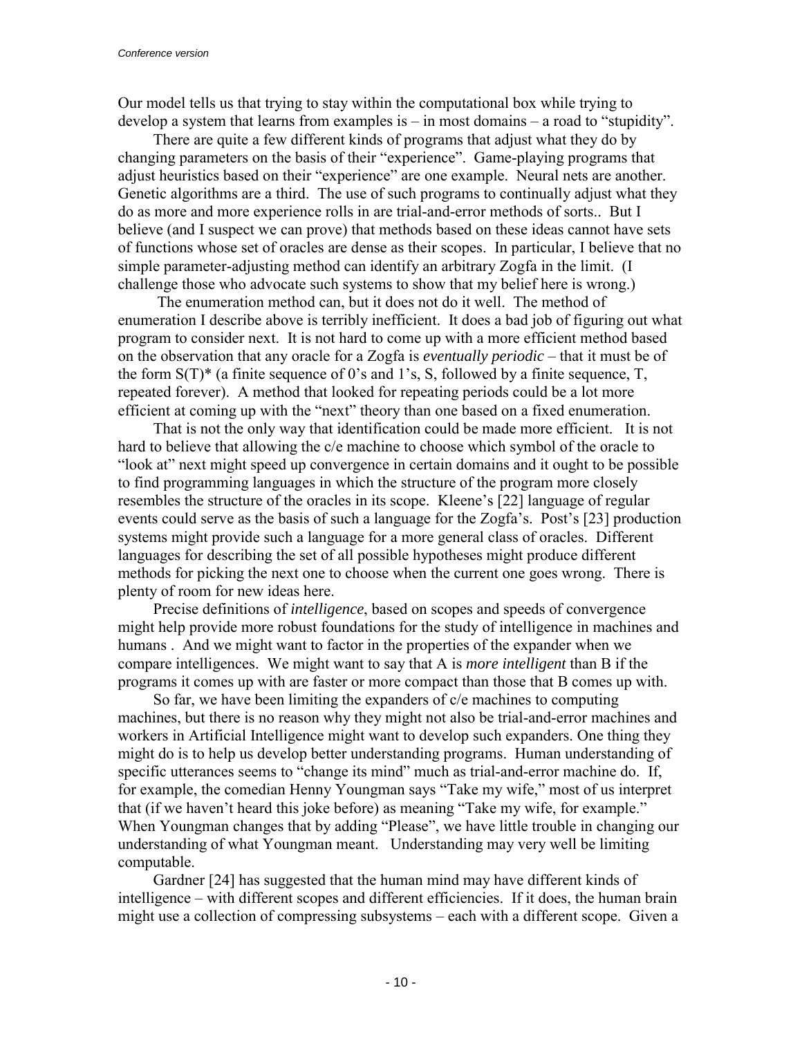Our model tells us that trying to stay within the computational box while trying to develop a system that learns from examples is – in most domains – a road to "stupidity".

There are quite a few different kinds of programs that adjust what they do by changing parameters on the basis of their "experience". Game-playing programs that adjust heuristics based on their "experience" are one example. Neural nets are another. Genetic algorithms are a third. The use of such programs to continually adjust what they do as more and more experience rolls in are trial-and-error methods of sorts.. But I believe (and I suspect we can prove) that methods based on these ideas cannot have sets of functions whose set of oracles are dense as their scopes. In particular, I believe that no simple parameter-adjusting method can identify an arbitrary Zogfa in the limit. (I challenge those who advocate such systems to show that my belief here is wrong.)

The enumeration method can, but it does not do it well. The method of enumeration I describe above is terribly inefficient. It does a bad job of figuring out what program to consider next. It is not hard to come up with a more efficient method based on the observation that any oracle for a Zogfa is *eventually periodic* – that it must be of the form S(T)* (a finite sequence of 0's and 1's, S, followed by a finite sequence, T, repeated forever). A method that looked for repeating periods could be a lot more efficient at coming up with the "next" theory than one based on a fixed enumeration.

That is not the only way that identification could be made more efficient. It is not hard to believe that allowing the c/e machine to choose which symbol of the oracle to "look at" next might speed up convergence in certain domains and it ought to be possible to find programming languages in which the structure of the program more closely resembles the structure of the oracles in its scope. Kleene's [22] language of regular events could serve as the basis of such a language for the Zogfa's. Post's [23] production systems might provide such a language for a more general class of oracles. Different languages for describing the set of all possible hypotheses might produce different methods for picking the next one to choose when the current one goes wrong. There is plenty of room for new ideas here.

Precise definitions of *intelligence*, based on scopes and speeds of convergence might help provide more robust foundations for the study of intelligence in machines and humans . And we might want to factor in the properties of the expander when we compare intelligences. We might want to say that A is *more intelligent* than B if the programs it comes up with are faster or more compact than those that B comes up with.

So far, we have been limiting the expanders of c/e machines to computing machines, but there is no reason why they might not also be trial-and-error machines and workers in Artificial Intelligence might want to develop such expanders. One thing they might do is to help us develop better understanding programs. Human understanding of specific utterances seems to "change its mind" much as trial-and-error machine do. If, for example, the comedian Henny Youngman says "Take my wife," most of us interpret that (if we haven't heard this joke before) as meaning "Take my wife, for example." When Youngman changes that by adding "Please", we have little trouble in changing our understanding of what Youngman meant. Understanding may very well be limiting computable.

Gardner [24] has suggested that the human mind may have different kinds of intelligence – with different scopes and different efficiencies. If it does, the human brain might use a collection of compressing subsystems – each with a different scope. Given a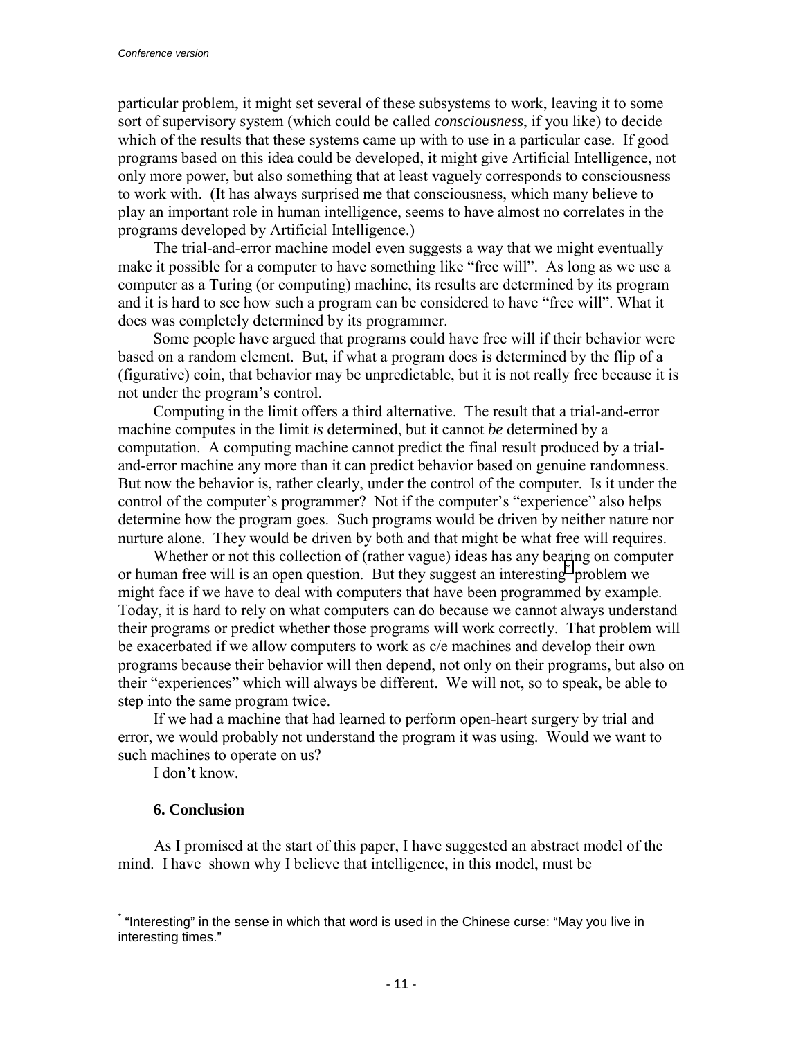particular problem, it might set several of these subsystems to work, leaving it to some sort of supervisory system (which could be called *consciousness*, if you like) to decide which of the results that these systems came up with to use in a particular case. If good programs based on this idea could be developed, it might give Artificial Intelligence, not only more power, but also something that at least vaguely corresponds to consciousness to work with. (It has always surprised me that consciousness, which many believe to play an important role in human intelligence, seems to have almost no correlates in the programs developed by Artificial Intelligence.)

The trial-and-error machine model even suggests a way that we might eventually make it possible for a computer to have something like "free will". As long as we use a computer as a Turing (or computing) machine, its results are determined by its program and it is hard to see how such a program can be considered to have "free will". What it does was completely determined by its programmer.

Some people have argued that programs could have free will if their behavior were based on a random element. But, if what a program does is determined by the flip of a (figurative) coin, that behavior may be unpredictable, but it is not really free because it is not under the program's control.

Computing in the limit offers a third alternative. The result that a trial-and-error machine computes in the limit *is* determined, but it cannot *be* determined by a computation. A computing machine cannot predict the final result produced by a trial-and-error machine any more than it can predict behavior based on genuine randomness. But now the behavior is, rather clearly, under the control of the computer. Is it under the control of the computer's programmer? Not if the computer's "experience" also helps determine how the program goes. Such programs would be driven by neither nature nor nurture alone. They would be driven by both and that might be what free will requires.

Whether or not this collection of (rather vague) ideas has any bearing on computer or human free will is an open question. But they suggest an interesting* problem we might face if we have to deal with computers that have been programmed by example. Today, it is hard to rely on what computers can do because we cannot always understand their programs or predict whether those programs will work correctly. That problem will be exacerbated if we allow computers to work as c/e machines and develop their own programs because their behavior will then depend, not only on their programs, but also on their "experiences" which will always be different. We will not, so to speak, be able to step into the same program twice.

If we had a machine that had learned to perform open-heart surgery by trial and error, we would probably not understand the program it was using. Would we want to such machines to operate on us?

I don't know.

## 6. Conclusion

As I promised at the start of this paper, I have suggested an abstract model of the mind. I have shown why I believe that intelligence, in this model, must be

---

* "Interesting" in the sense in which that word is used in the Chinese curse: "May you live in interesting times."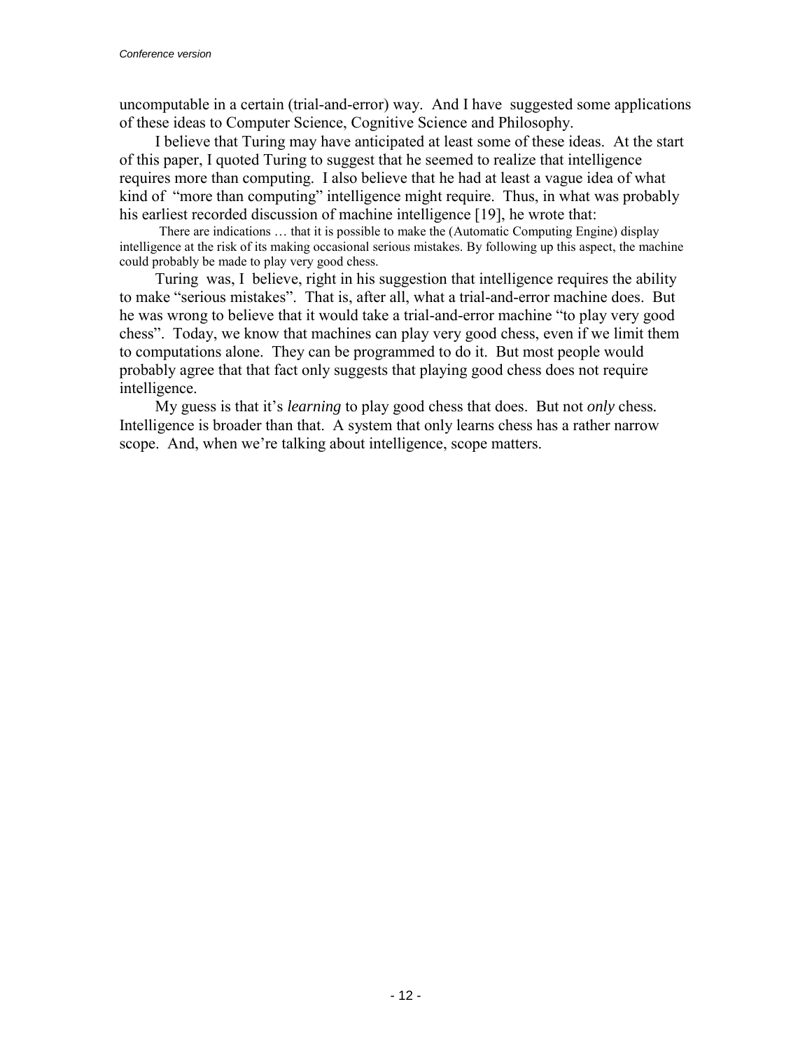uncomputable in a certain (trial-and-error) way. And I have suggested some applications of these ideas to Computer Science, Cognitive Science and Philosophy.

I believe that Turing may have anticipated at least some of these ideas. At the start of this paper, I quoted Turing to suggest that he seemed to realize that intelligence requires more than computing. I also believe that he had at least a vague idea of what kind of "more than computing" intelligence might require. Thus, in what was probably his earliest recorded discussion of machine intelligence [19], he wrote that:

> There are indications … that it is possible to make the (Automatic Computing Engine) display intelligence at the risk of its making occasional serious mistakes. By following up this aspect, the machine could probably be made to play very good chess.

Turing was, I believe, right in his suggestion that intelligence requires the ability to make "serious mistakes". That is, after all, what a trial-and-error machine does. But he was wrong to believe that it would take a trial-and-error machine "to play very good chess". Today, we know that machines can play very good chess, even if we limit them to computations alone. They can be programmed to do it. But most people would probably agree that that fact only suggests that playing good chess does not require intelligence.

My guess is that it's *learning* to play good chess that does. But not *only* chess. Intelligence is broader than that. A system that only learns chess has a rather narrow scope. And, when we're talking about intelligence, scope matters.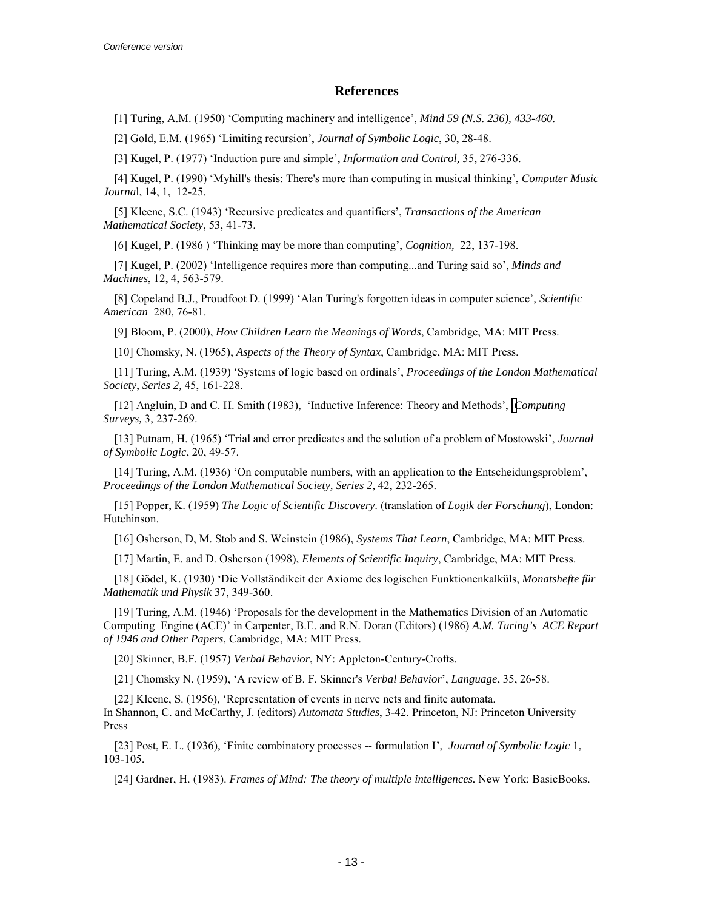## References

[1] Turing, A.M. (1950) 'Computing machinery and intelligence', *Mind 59 (N.S. 236), 433-460.*

[2] Gold, E.M. (1965) 'Limiting recursion', *Journal of Symbolic Logic*, 30, 28-48.

[3] Kugel, P. (1977) 'Induction pure and simple', *Information and Control,* 35, 276-336.

[4] Kugel, P. (1990) 'Myhill's thesis: There's more than computing in musical thinking', *Computer Music Journa*l, 14, 1, 12-25.

[5] Kleene, S.C. (1943) 'Recursive predicates and quantifiers', *Transactions of the American Mathematical Society*, 53, 41-73.

[6] Kugel, P. (1986 ) 'Thinking may be more than computing', *Cognition,* 22, 137-198.

[7] Kugel, P. (2002) 'Intelligence requires more than computing...and Turing said so', *Minds and Machines*, 12, 4, 563-579.

[8] Copeland B.J., Proudfoot D. (1999) 'Alan Turing's forgotten ideas in computer science', *Scientific American* 280, 76-81.

[9] Bloom, P. (2000), *How Children Learn the Meanings of Words*, Cambridge, MA: MIT Press.

[10] Chomsky, N. (1965), *Aspects of the Theory of Syntax*, Cambridge, MA: MIT Press.

[11] Turing, A.M. (1939) 'Systems of logic based on ordinals', *Proceedings of the London Mathematical Society*, *Series 2,* 45, 161-228.

[12] Angluin, D and C. H. Smith (1983), 'Inductive Inference: Theory and Methods', *Computing Surveys,* 3, 237-269.

[13] Putnam, H. (1965) 'Trial and error predicates and the solution of a problem of Mostowski', *Journal of Symbolic Logic*, 20, 49-57.

[14] Turing, A.M. (1936) 'On computable numbers, with an application to the Entscheidungsproblem', *Proceedings of the London Mathematical Society, Series 2,* 42, 232-265.

[15] Popper, K. (1959) *The Logic of Scientific Discovery*. (translation of *Logik der Forschung*), London: Hutchinson.

[16] Osherson, D, M. Stob and S. Weinstein (1986), *Systems That Learn*, Cambridge, MA: MIT Press.

[17] Martin, E. and D. Osherson (1998), *Elements of Scientific Inquiry*, Cambridge, MA: MIT Press.

[18] Gödel, K. (1930) 'Die Vollständikeit der Axiome des logischen Funktionenkalküls, *Monatshefte für Mathematik und Physik* 37, 349-360.

[19] Turing, A.M. (1946) 'Proposals for the development in the Mathematics Division of an Automatic Computing Engine (ACE)' in Carpenter, B.E. and R.N. Doran (Editors) (1986) *A.M. Turing's ACE Report of 1946 and Other Papers*, Cambridge, MA: MIT Press.

[20] Skinner, B.F. (1957) *Verbal Behavior*, NY: Appleton-Century-Crofts.

[21] Chomsky N. (1959), 'A review of B. F. Skinner's *Verbal Behavior*', *Language*, 35, 26-58.

[22] Kleene, S. (1956), 'Representation of events in nerve nets and finite automata. In Shannon, C. and McCarthy, J. (editors) *Automata Studies*, 3-42. Princeton, NJ: Princeton University Press

[23] Post, E. L. (1936), 'Finite combinatory processes -- formulation I', *Journal of Symbolic Logic* 1, 103-105.

[24] Gardner, H. (1983). *Frames of Mind: The theory of multiple intelligences.* New York: BasicBooks.